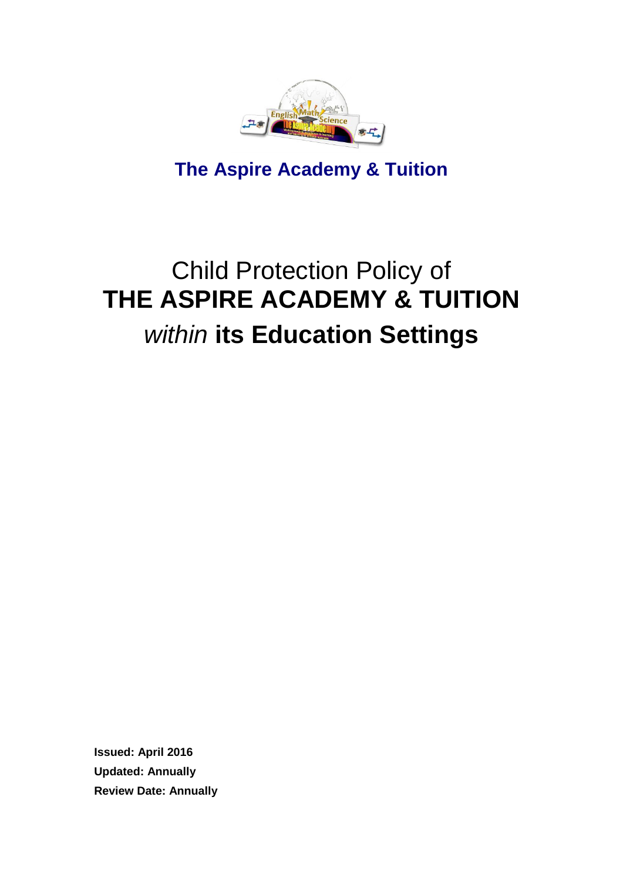**The Aspire Academy & Tuition**

# Child Protection Policy of **THE ASPIRE ACADEMY & TUITION** *within* **its Education Settings**

**Issued: April 2016**

**Updated: Annually**

**Review Date: Annually**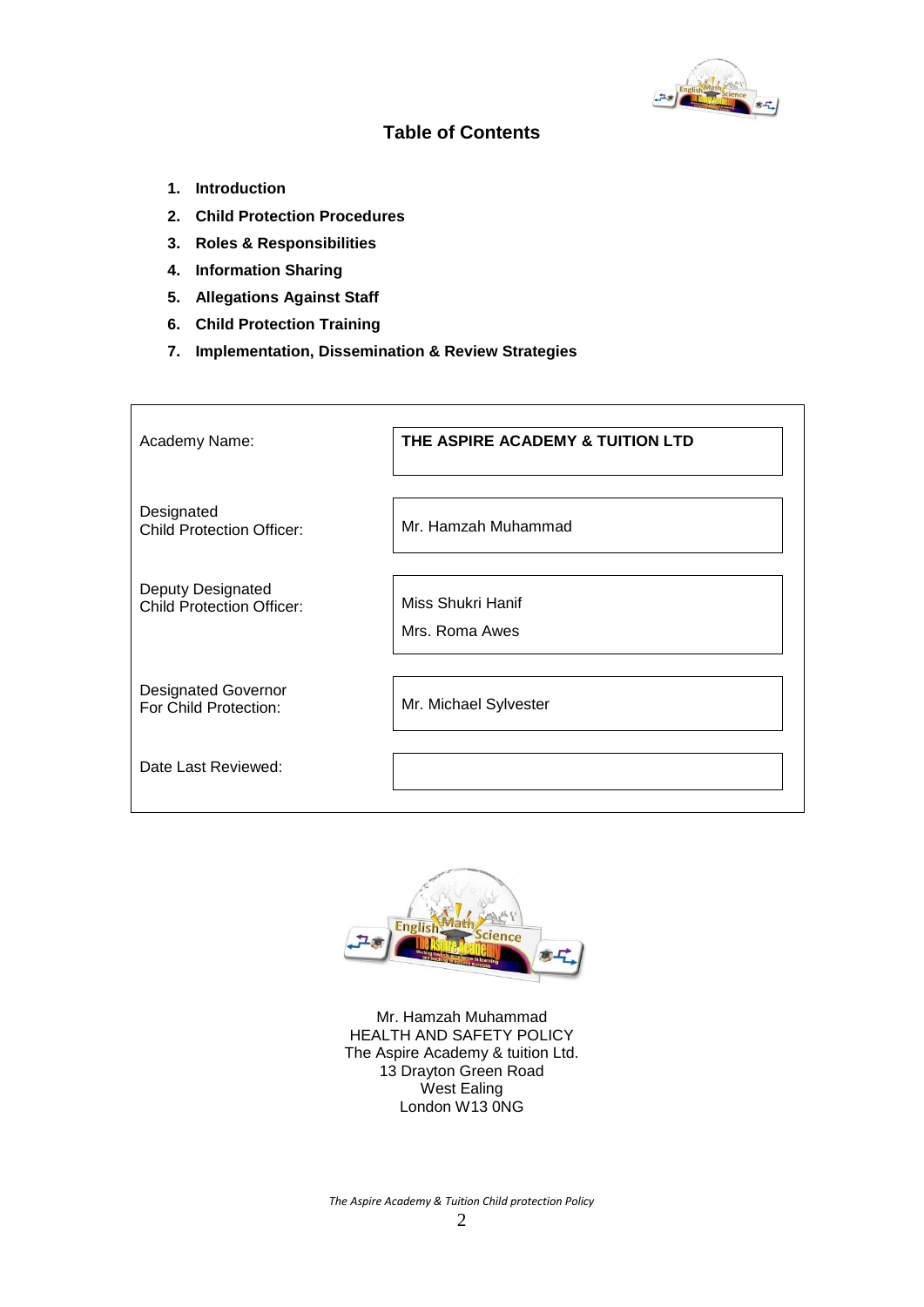# Table of Contents

1. **Introduction**
2. **Child Protection Procedures**
3. **Roles & Responsibilities**
4. **Information Sharing**
5. **Allegations Against Staff**
6. **Child Protection Training**
7. **Implementation, Dissemination & Review Strategies**

| | |
|---|---|
| Academy Name: | **THE ASPIRE ACADEMY & TUITION LTD** |
| Designated Child Protection Officer: | Mr. Hamzah Muhammad |
| Deputy Designated Child Protection Officer: | Miss Shukri Hanif<br>Mrs. Roma Awes |
| Designated Governor For Child Protection: | Mr. Michael Sylvester |
| Date Last Reviewed: | |

Mr. Hamzah Muhammad
HEALTH AND SAFETY POLICY
The Aspire Academy & tuition Ltd.
13 Drayton Green Road
West Ealing
London W13 0NG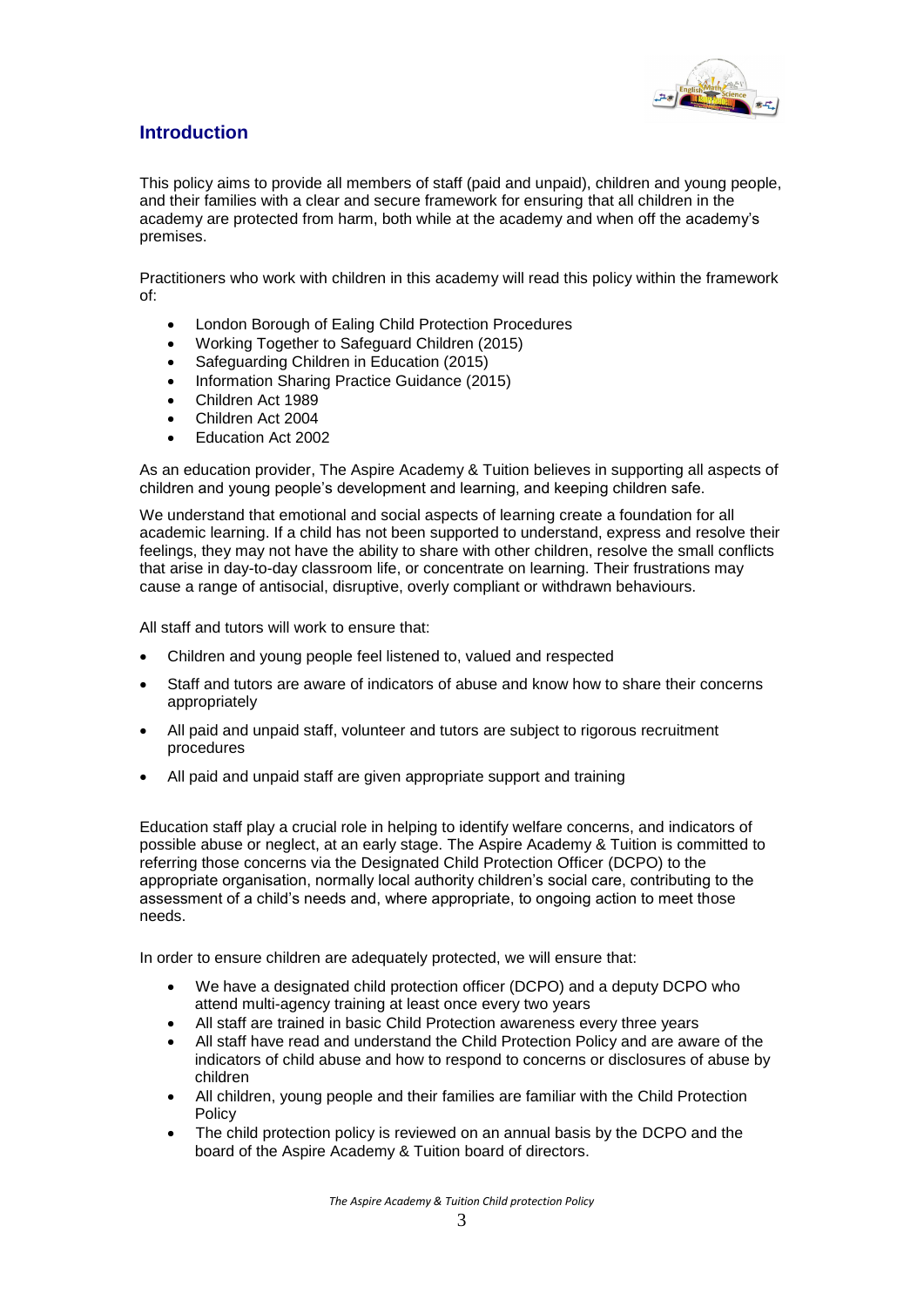## Introduction

This policy aims to provide all members of staff (paid and unpaid), children and young people, and their families with a clear and secure framework for ensuring that all children in the academy are protected from harm, both while at the academy and when off the academy's premises.

Practitioners who work with children in this academy will read this policy within the framework of:

- London Borough of Ealing Child Protection Procedures
- Working Together to Safeguard Children (2015)
- Safeguarding Children in Education (2015)
- Information Sharing Practice Guidance (2015)
- Children Act 1989
- Children Act 2004
- Education Act 2002

As an education provider, The Aspire Academy & Tuition believes in supporting all aspects of children and young people's development and learning, and keeping children safe.

We understand that emotional and social aspects of learning create a foundation for all academic learning. If a child has not been supported to understand, express and resolve their feelings, they may not have the ability to share with other children, resolve the small conflicts that arise in day-to-day classroom life, or concentrate on learning. Their frustrations may cause a range of antisocial, disruptive, overly compliant or withdrawn behaviours.

All staff and tutors will work to ensure that:

- Children and young people feel listened to, valued and respected
- Staff and tutors are aware of indicators of abuse and know how to share their concerns appropriately
- All paid and unpaid staff, volunteer and tutors are subject to rigorous recruitment procedures
- All paid and unpaid staff are given appropriate support and training

Education staff play a crucial role in helping to identify welfare concerns, and indicators of possible abuse or neglect, at an early stage. The Aspire Academy & Tuition is committed to referring those concerns via the Designated Child Protection Officer (DCPO) to the appropriate organisation, normally local authority children's social care, contributing to the assessment of a child's needs and, where appropriate, to ongoing action to meet those needs.

In order to ensure children are adequately protected, we will ensure that:

- We have a designated child protection officer (DCPO) and a deputy DCPO who attend multi-agency training at least once every two years
- All staff are trained in basic Child Protection awareness every three years
- All staff have read and understand the Child Protection Policy and are aware of the indicators of child abuse and how to respond to concerns or disclosures of abuse by children
- All children, young people and their families are familiar with the Child Protection Policy
- The child protection policy is reviewed on an annual basis by the DCPO and the board of the Aspire Academy & Tuition board of directors.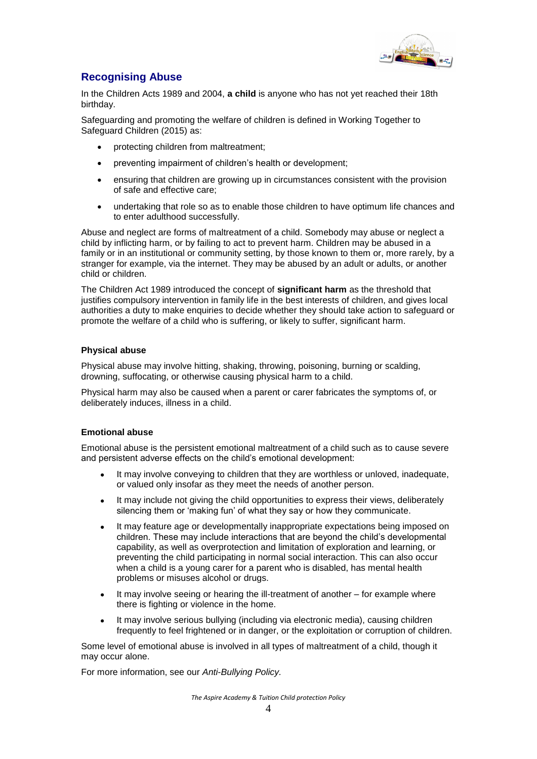## Recognising Abuse

In the Children Acts 1989 and 2004, **a child** is anyone who has not yet reached their 18th birthday.

Safeguarding and promoting the welfare of children is defined in Working Together to Safeguard Children (2015) as:

- protecting children from maltreatment;
- preventing impairment of children's health or development;
- ensuring that children are growing up in circumstances consistent with the provision of safe and effective care;
- undertaking that role so as to enable those children to have optimum life chances and to enter adulthood successfully.

Abuse and neglect are forms of maltreatment of a child. Somebody may abuse or neglect a child by inflicting harm, or by failing to act to prevent harm. Children may be abused in a family or in an institutional or community setting, by those known to them or, more rarely, by a stranger for example, via the internet. They may be abused by an adult or adults, or another child or children.

The Children Act 1989 introduced the concept of **significant harm** as the threshold that justifies compulsory intervention in family life in the best interests of children, and gives local authorities a duty to make enquiries to decide whether they should take action to safeguard or promote the welfare of a child who is suffering, or likely to suffer, significant harm.

#### Physical abuse

Physical abuse may involve hitting, shaking, throwing, poisoning, burning or scalding, drowning, suffocating, or otherwise causing physical harm to a child.

Physical harm may also be caused when a parent or carer fabricates the symptoms of, or deliberately induces, illness in a child.

#### Emotional abuse

Emotional abuse is the persistent emotional maltreatment of a child such as to cause severe and persistent adverse effects on the child's emotional development:

- It may involve conveying to children that they are worthless or unloved, inadequate, or valued only insofar as they meet the needs of another person.
- It may include not giving the child opportunities to express their views, deliberately silencing them or 'making fun' of what they say or how they communicate.
- It may feature age or developmentally inappropriate expectations being imposed on children. These may include interactions that are beyond the child's developmental capability, as well as overprotection and limitation of exploration and learning, or preventing the child participating in normal social interaction. This can also occur when a child is a young carer for a parent who is disabled, has mental health problems or misuses alcohol or drugs.
- It may involve seeing or hearing the ill-treatment of another – for example where there is fighting or violence in the home.
- It may involve serious bullying (including via electronic media), causing children frequently to feel frightened or in danger, or the exploitation or corruption of children.

Some level of emotional abuse is involved in all types of maltreatment of a child, though it may occur alone.

For more information, see our *Anti-Bullying Policy*.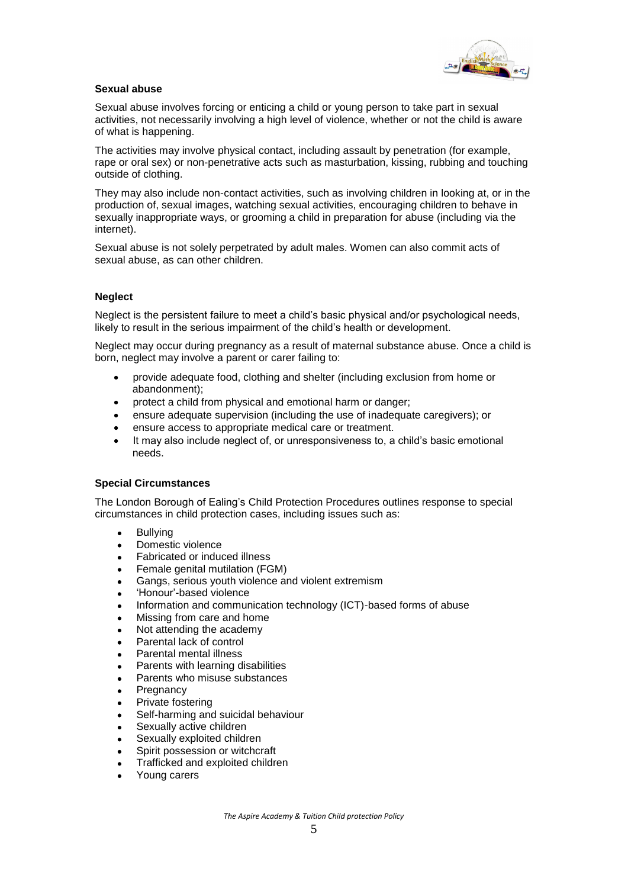### Sexual abuse

Sexual abuse involves forcing or enticing a child or young person to take part in sexual activities, not necessarily involving a high level of violence, whether or not the child is aware of what is happening.

The activities may involve physical contact, including assault by penetration (for example, rape or oral sex) or non-penetrative acts such as masturbation, kissing, rubbing and touching outside of clothing.

They may also include non-contact activities, such as involving children in looking at, or in the production of, sexual images, watching sexual activities, encouraging children to behave in sexually inappropriate ways, or grooming a child in preparation for abuse (including via the internet).

Sexual abuse is not solely perpetrated by adult males. Women can also commit acts of sexual abuse, as can other children.

### Neglect

Neglect is the persistent failure to meet a child's basic physical and/or psychological needs, likely to result in the serious impairment of the child's health or development.

Neglect may occur during pregnancy as a result of maternal substance abuse. Once a child is born, neglect may involve a parent or carer failing to:

- provide adequate food, clothing and shelter (including exclusion from home or abandonment);
- protect a child from physical and emotional harm or danger;
- ensure adequate supervision (including the use of inadequate caregivers); or
- ensure access to appropriate medical care or treatment.
- It may also include neglect of, or unresponsiveness to, a child's basic emotional needs.

### Special Circumstances

The London Borough of Ealing's Child Protection Procedures outlines response to special circumstances in child protection cases, including issues such as:

- Bullying
- Domestic violence
- Fabricated or induced illness
- Female genital mutilation (FGM)
- Gangs, serious youth violence and violent extremism
- 'Honour'-based violence
- Information and communication technology (ICT)-based forms of abuse
- Missing from care and home
- Not attending the academy
- Parental lack of control
- Parental mental illness
- Parents with learning disabilities
- Parents who misuse substances
- Pregnancy
- Private fostering
- Self-harming and suicidal behaviour
- Sexually active children
- Sexually exploited children
- Spirit possession or witchcraft
- Trafficked and exploited children
- Young carers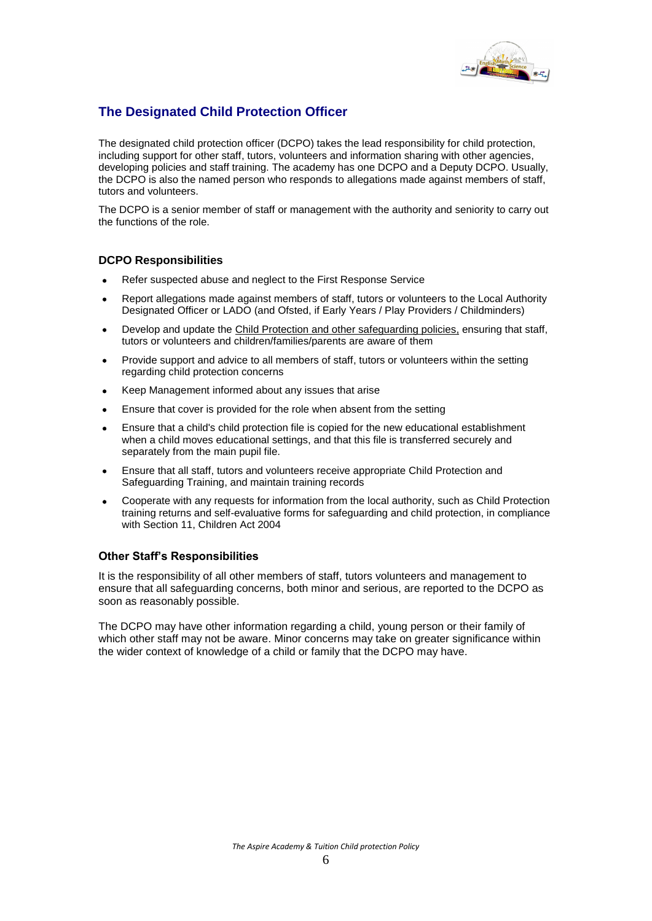## The Designated Child Protection Officer

The designated child protection officer (DCPO) takes the lead responsibility for child protection, including support for other staff, tutors, volunteers and information sharing with other agencies, developing policies and staff training. The academy has one DCPO and a Deputy DCPO. Usually, the DCPO is also the named person who responds to allegations made against members of staff, tutors and volunteers.

The DCPO is a senior member of staff or management with the authority and seniority to carry out the functions of the role.

### DCPO Responsibilities

- Refer suspected abuse and neglect to the First Response Service
- Report allegations made against members of staff, tutors or volunteers to the Local Authority Designated Officer or LADO (and Ofsted, if Early Years / Play Providers / Childminders)
- Develop and update the Child Protection and other safeguarding policies, ensuring that staff, tutors or volunteers and children/families/parents are aware of them
- Provide support and advice to all members of staff, tutors or volunteers within the setting regarding child protection concerns
- Keep Management informed about any issues that arise
- Ensure that cover is provided for the role when absent from the setting
- Ensure that a child's child protection file is copied for the new educational establishment when a child moves educational settings, and that this file is transferred securely and separately from the main pupil file.
- Ensure that all staff, tutors and volunteers receive appropriate Child Protection and Safeguarding Training, and maintain training records
- Cooperate with any requests for information from the local authority, such as Child Protection training returns and self-evaluative forms for safeguarding and child protection, in compliance with Section 11, Children Act 2004

### Other Staff's Responsibilities

It is the responsibility of all other members of staff, tutors volunteers and management to ensure that all safeguarding concerns, both minor and serious, are reported to the DCPO as soon as reasonably possible.

The DCPO may have other information regarding a child, young person or their family of which other staff may not be aware. Minor concerns may take on greater significance within the wider context of knowledge of a child or family that the DCPO may have.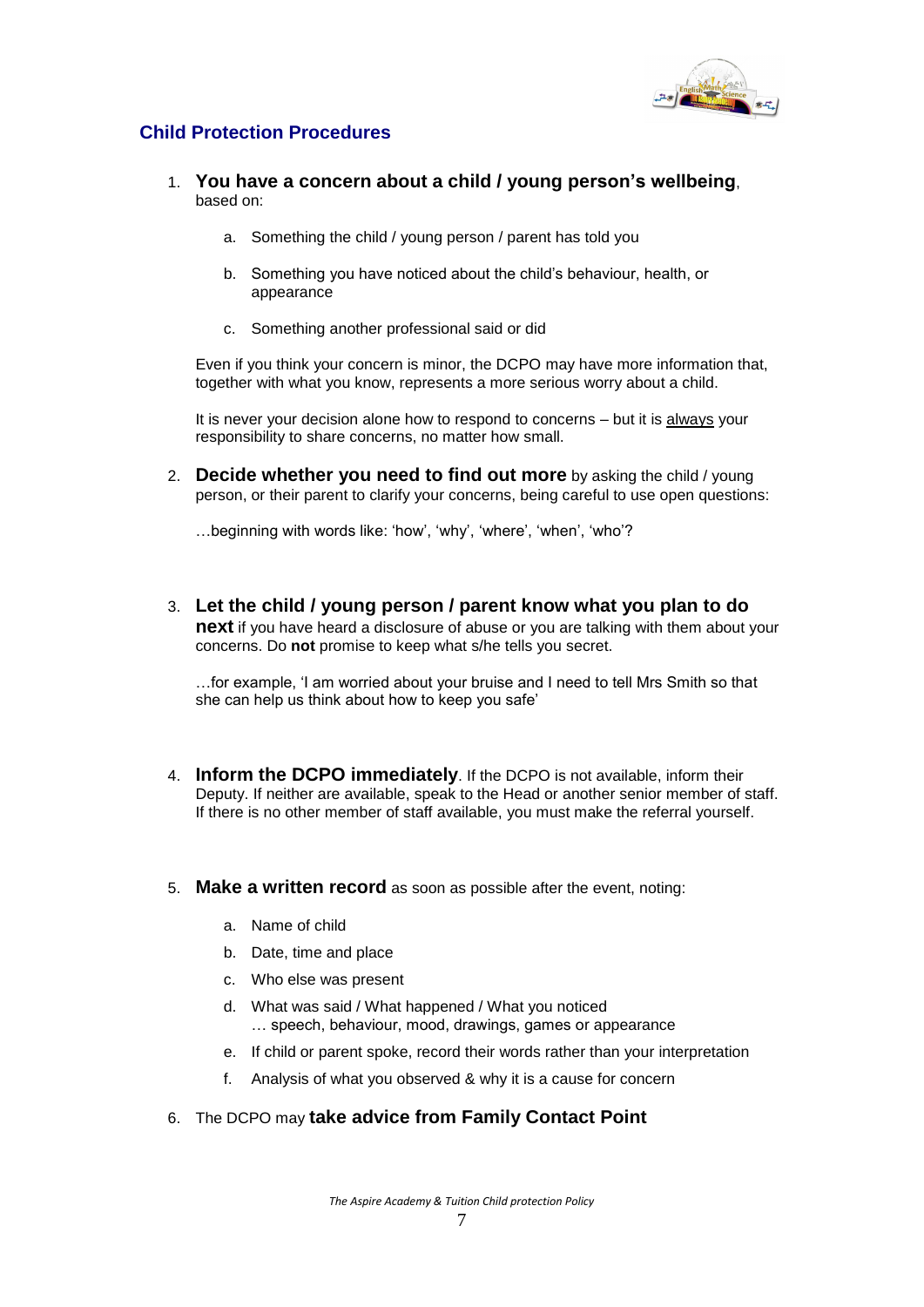## Child Protection Procedures

1. **You have a concern about a child / young person's wellbeing**, based on:

    a. Something the child / young person / parent has told you

    b. Something you have noticed about the child's behaviour, health, or appearance

    c. Something another professional said or did

    Even if you think your concern is minor, the DCPO may have more information that, together with what you know, represents a more serious worry about a child.

    It is never your decision alone how to respond to concerns – but it is <u>always</u> your responsibility to share concerns, no matter how small.

2. **Decide whether you need to find out more** by asking the child / young person, or their parent to clarify your concerns, being careful to use open questions:

    …beginning with words like: 'how', 'why', 'where', 'when', 'who'?

3. **Let the child / young person / parent know what you plan to do next** if you have heard a disclosure of abuse or you are talking with them about your concerns. Do **not** promise to keep what s/he tells you secret.

    …for example, 'I am worried about your bruise and I need to tell Mrs Smith so that she can help us think about how to keep you safe'

4. **Inform the DCPO immediately**. If the DCPO is not available, inform their Deputy. If neither are available, speak to the Head or another senior member of staff. If there is no other member of staff available, you must make the referral yourself.

5. **Make a written record** as soon as possible after the event, noting:

    a. Name of child
    b. Date, time and place
    c. Who else was present
    d. What was said / What happened / What you noticed
       … speech, behaviour, mood, drawings, games or appearance
    e. If child or parent spoke, record their words rather than your interpretation
    f. Analysis of what you observed & why it is a cause for concern

6. The DCPO may **take advice from Family Contact Point**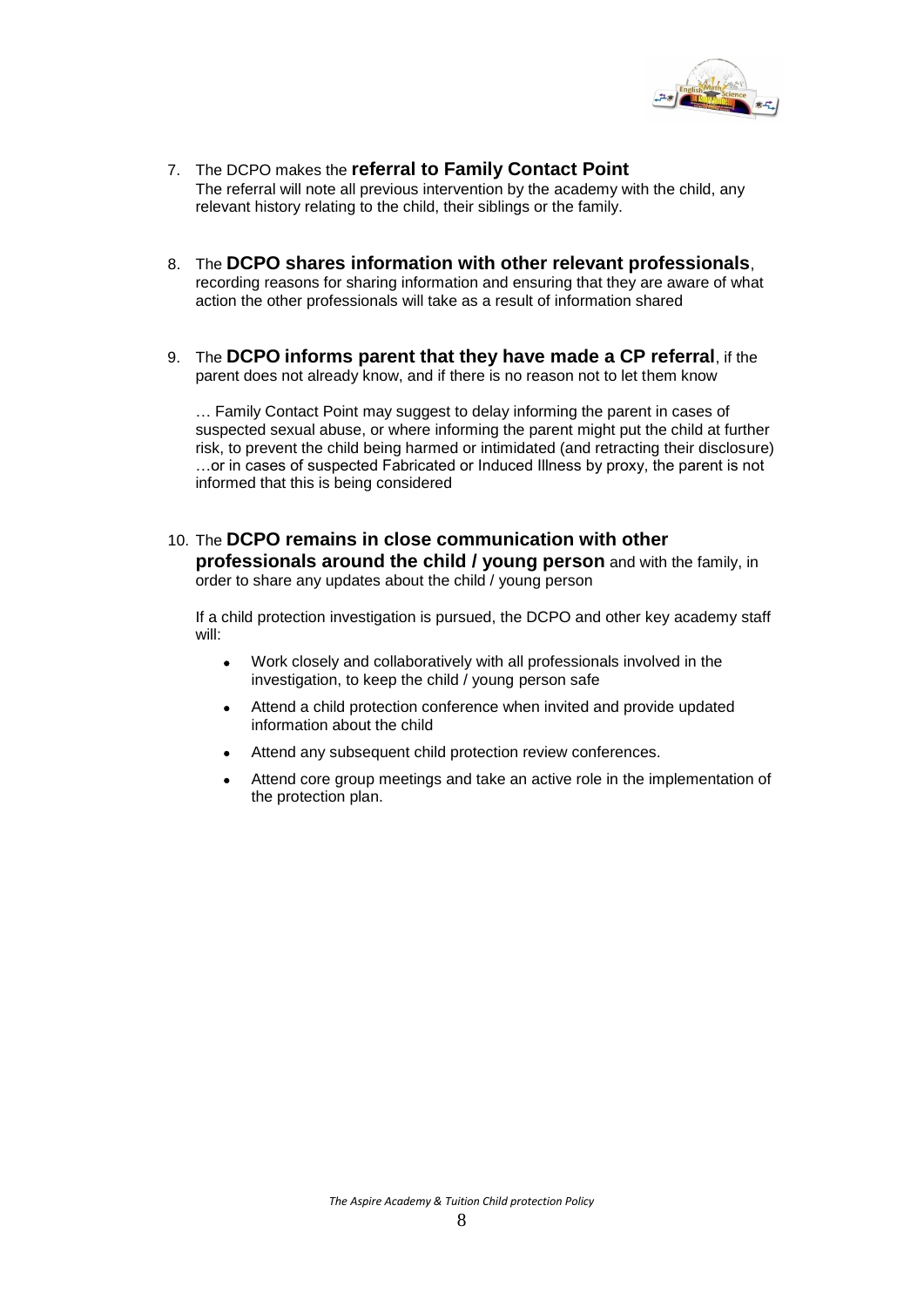7. The DCPO makes the **referral to Family Contact Point**
   The referral will note all previous intervention by the academy with the child, any relevant history relating to the child, their siblings or the family.

8. The **DCPO shares information with other relevant professionals**, recording reasons for sharing information and ensuring that they are aware of what action the other professionals will take as a result of information shared

9. The **DCPO informs parent that they have made a CP referral**, if the parent does not already know, and if there is no reason not to let them know

   … Family Contact Point may suggest to delay informing the parent in cases of suspected sexual abuse, or where informing the parent might put the child at further risk, to prevent the child being harmed or intimidated (and retracting their disclosure) …or in cases of suspected Fabricated or Induced Illness by proxy, the parent is not informed that this is being considered

10. The **DCPO remains in close communication with other professionals around the child / young person** and with the family, in order to share any updates about the child / young person

    If a child protection investigation is pursued, the DCPO and other key academy staff will:

    - Work closely and collaboratively with all professionals involved in the investigation, to keep the child / young person safe
    - Attend a child protection conference when invited and provide updated information about the child
    - Attend any subsequent child protection review conferences.
    - Attend core group meetings and take an active role in the implementation of the protection plan.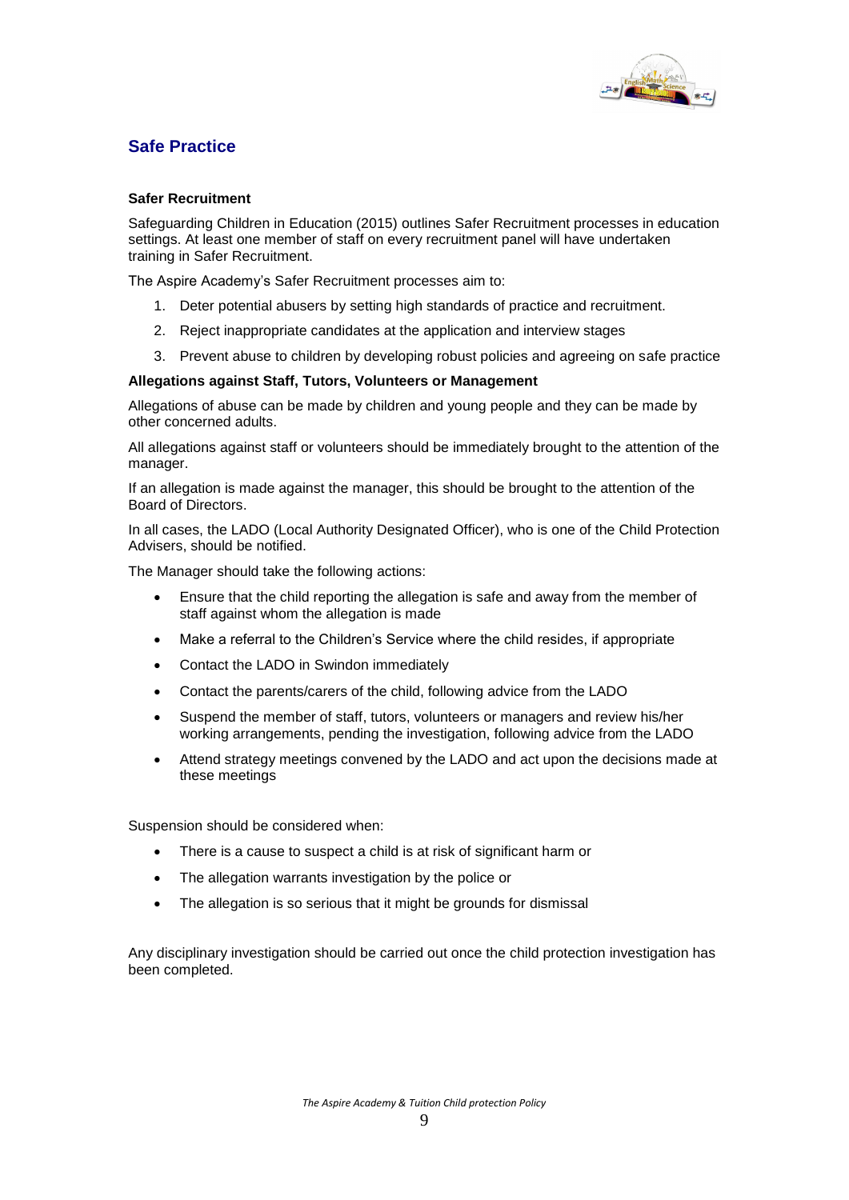## Safe Practice

### Safer Recruitment

Safeguarding Children in Education (2015) outlines Safer Recruitment processes in education settings. At least one member of staff on every recruitment panel will have undertaken training in Safer Recruitment.

The Aspire Academy's Safer Recruitment processes aim to:

1. Deter potential abusers by setting high standards of practice and recruitment.
2. Reject inappropriate candidates at the application and interview stages
3. Prevent abuse to children by developing robust policies and agreeing on safe practice

### Allegations against Staff, Tutors, Volunteers or Management

Allegations of abuse can be made by children and young people and they can be made by other concerned adults.

All allegations against staff or volunteers should be immediately brought to the attention of the manager.

If an allegation is made against the manager, this should be brought to the attention of the Board of Directors.

In all cases, the LADO (Local Authority Designated Officer), who is one of the Child Protection Advisers, should be notified.

The Manager should take the following actions:

- Ensure that the child reporting the allegation is safe and away from the member of staff against whom the allegation is made
- Make a referral to the Children's Service where the child resides, if appropriate
- Contact the LADO in Swindon immediately
- Contact the parents/carers of the child, following advice from the LADO
- Suspend the member of staff, tutors, volunteers or managers and review his/her working arrangements, pending the investigation, following advice from the LADO
- Attend strategy meetings convened by the LADO and act upon the decisions made at these meetings

Suspension should be considered when:

- There is a cause to suspect a child is at risk of significant harm or
- The allegation warrants investigation by the police or
- The allegation is so serious that it might be grounds for dismissal

Any disciplinary investigation should be carried out once the child protection investigation has been completed.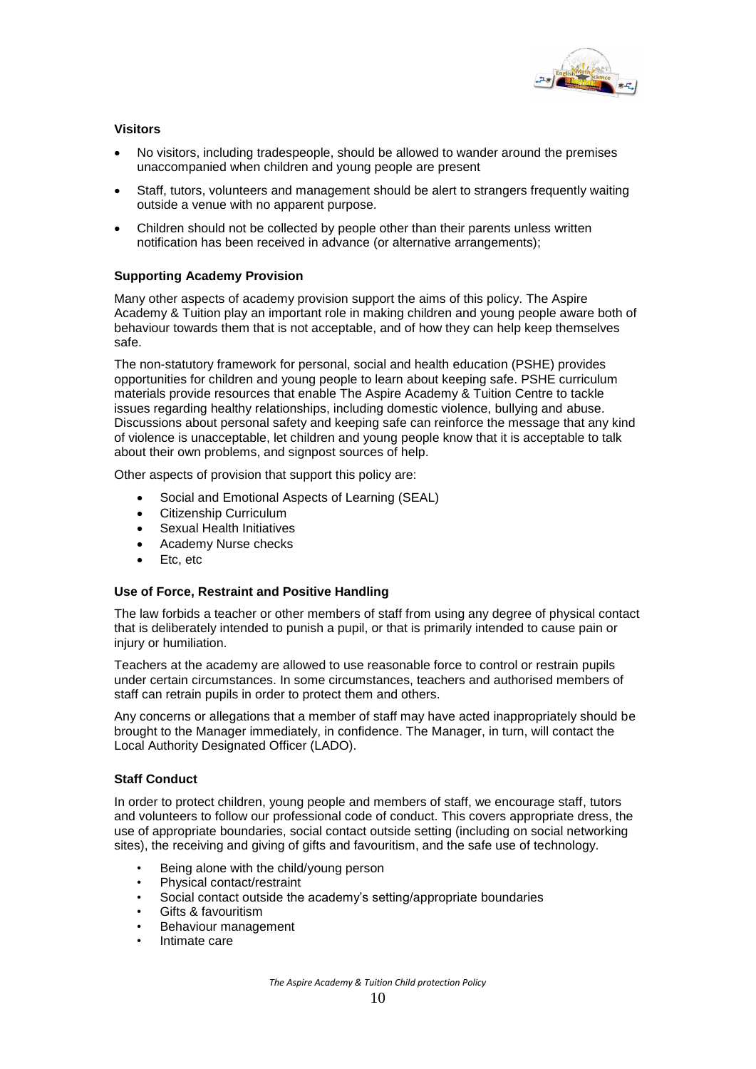**Visitors**

- No visitors, including tradespeople, should be allowed to wander around the premises unaccompanied when children and young people are present
- Staff, tutors, volunteers and management should be alert to strangers frequently waiting outside a venue with no apparent purpose.
- Children should not be collected by people other than their parents unless written notification has been received in advance (or alternative arrangements);

**Supporting Academy Provision**

Many other aspects of academy provision support the aims of this policy. The Aspire Academy & Tuition play an important role in making children and young people aware both of behaviour towards them that is not acceptable, and of how they can help keep themselves safe.

The non-statutory framework for personal, social and health education (PSHE) provides opportunities for children and young people to learn about keeping safe. PSHE curriculum materials provide resources that enable The Aspire Academy & Tuition Centre to tackle issues regarding healthy relationships, including domestic violence, bullying and abuse. Discussions about personal safety and keeping safe can reinforce the message that any kind of violence is unacceptable, let children and young people know that it is acceptable to talk about their own problems, and signpost sources of help.

Other aspects of provision that support this policy are:

- Social and Emotional Aspects of Learning (SEAL)
- Citizenship Curriculum
- Sexual Health Initiatives
- Academy Nurse checks
- Etc, etc

**Use of Force, Restraint and Positive Handling**

The law forbids a teacher or other members of staff from using any degree of physical contact that is deliberately intended to punish a pupil, or that is primarily intended to cause pain or injury or humiliation.

Teachers at the academy are allowed to use reasonable force to control or restrain pupils under certain circumstances. In some circumstances, teachers and authorised members of staff can retrain pupils in order to protect them and others.

Any concerns or allegations that a member of staff may have acted inappropriately should be brought to the Manager immediately, in confidence. The Manager, in turn, will contact the Local Authority Designated Officer (LADO).

**Staff Conduct**

In order to protect children, young people and members of staff, we encourage staff, tutors and volunteers to follow our professional code of conduct. This covers appropriate dress, the use of appropriate boundaries, social contact outside setting (including on social networking sites), the receiving and giving of gifts and favouritism, and the safe use of technology.

- Being alone with the child/young person
- Physical contact/restraint
- Social contact outside the academy's setting/appropriate boundaries
- Gifts & favouritism
- Behaviour management
- Intimate care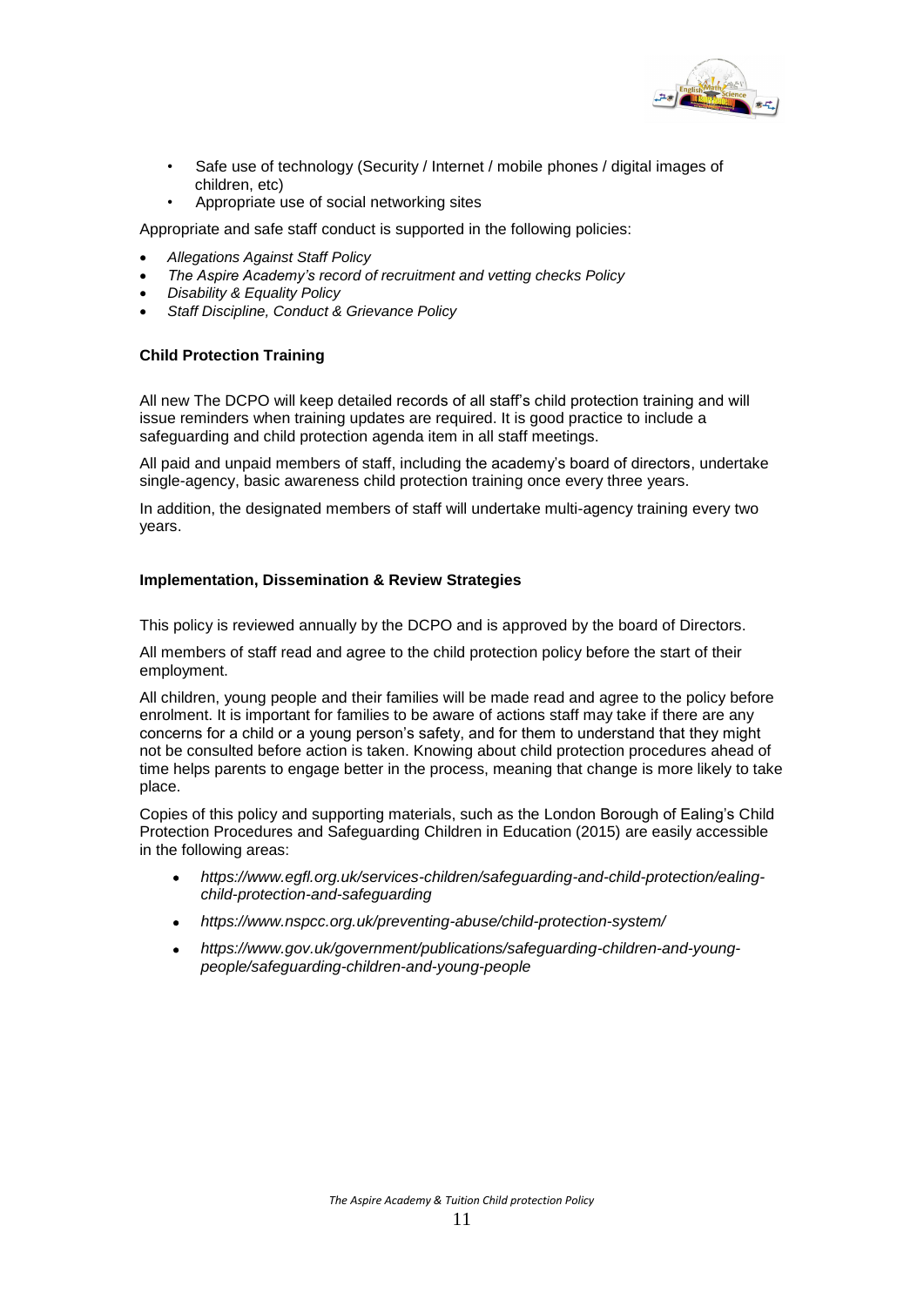- Safe use of technology (Security / Internet / mobile phones / digital images of children, etc)
- Appropriate use of social networking sites

Appropriate and safe staff conduct is supported in the following policies:

- *Allegations Against Staff Policy*
- *The Aspire Academy's record of recruitment and vetting checks Policy*
- *Disability & Equality Policy*
- *Staff Discipline, Conduct & Grievance Policy*

**Child Protection Training**

All new The DCPO will keep detailed records of all staff's child protection training and will issue reminders when training updates are required. It is good practice to include a safeguarding and child protection agenda item in all staff meetings.

All paid and unpaid members of staff, including the academy's board of directors, undertake single-agency, basic awareness child protection training once every three years.

In addition, the designated members of staff will undertake multi-agency training every two years.

**Implementation, Dissemination & Review Strategies**

This policy is reviewed annually by the DCPO and is approved by the board of Directors.

All members of staff read and agree to the child protection policy before the start of their employment.

All children, young people and their families will be made read and agree to the policy before enrolment. It is important for families to be aware of actions staff may take if there are any concerns for a child or a young person's safety, and for them to understand that they might not be consulted before action is taken. Knowing about child protection procedures ahead of time helps parents to engage better in the process, meaning that change is more likely to take place.

Copies of this policy and supporting materials, such as the London Borough of Ealing's Child Protection Procedures and Safeguarding Children in Education (2015) are easily accessible in the following areas:

- *https://www.egfl.org.uk/services-children/safeguarding-and-child-protection/ealing-child-protection-and-safeguarding*
- *https://www.nspcc.org.uk/preventing-abuse/child-protection-system/*
- *https://www.gov.uk/government/publications/safeguarding-children-and-young-people/safeguarding-children-and-young-people*